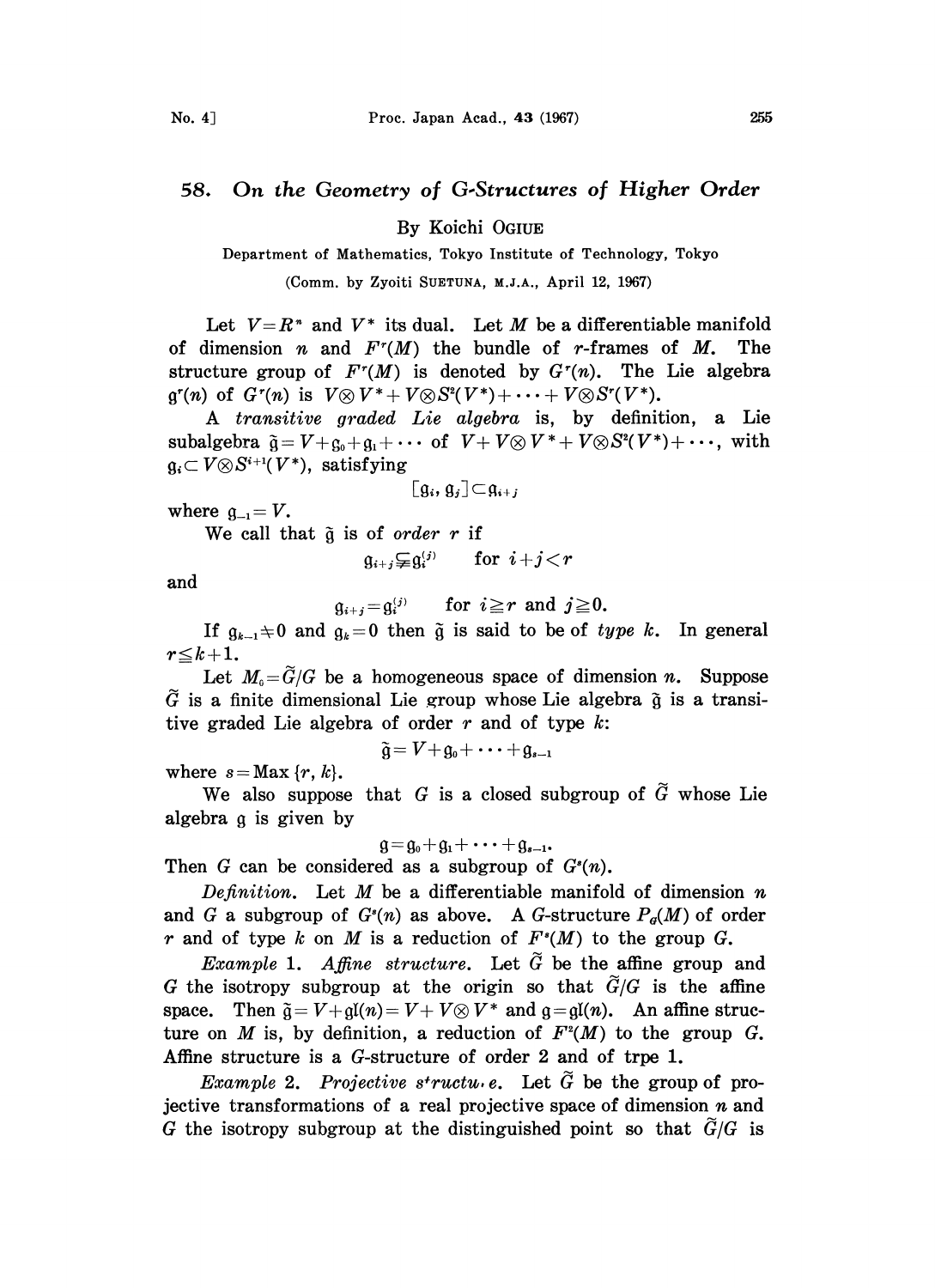# 58. On the Geometry of G-Structures of Higher Order

By Koichi OGIUE

Department of Mathematics, Tokyo Institute of Technology, Tokyo

(Comm. by Zyoiti SUETUNA, M.J.A., April 12, 1967)

Let $V=R^n$ and $V^*$ its dual. Let $M$ be a differentiable manifold of dimension $n$ and $F^r(M)$ the bundle of $r$-frames of $M$. The structure group of $F^r(M)$ is denoted by $G^r(n)$. The Lie algebra $\mathfrak{g}^r(n)$ of $G^r(n)$ is $V\otimes V^*+V\otimes S^2(V^*)+\cdots+V\otimes S^r(V^*)$.

A *transitive graded Lie algebra* is, by definition, a Lie subalgebra $\tilde{\mathfrak{g}}=V+\mathfrak{g}_0+\mathfrak{g}_1+\cdots$ of $V+V\otimes V^*+V\otimes S^2(V^*)+\cdots$, with $\mathfrak{g}_i\subset V\otimes S^{i+1}(V^*)$, satisfying

$$[\mathfrak{g}_i, \mathfrak{g}_j]\subset \mathfrak{g}_{i+j}$$

where $\mathfrak{g}_{-1}=V$.

We call that $\tilde{\mathfrak{g}}$ is of *order* $r$ if

$$\mathfrak{g}_{i+j}\subsetneqq \mathfrak{g}_i^{(j)} \qquad \text{for } i+j<r$$

and

$$\mathfrak{g}_{i+j}=\mathfrak{g}_i^{(j)} \qquad \text{for } i\geqq r \text{ and } j\geqq 0.$$

If $\mathfrak{g}_{k-1}\neq 0$ and $\mathfrak{g}_k=0$ then $\tilde{\mathfrak{g}}$ is said to be of *type* $k$. In general $r\leqq k+1$.

Let $M_0=\tilde{G}/G$ be a homogeneous space of dimension $n$. Suppose $\tilde{G}$ is a finite dimensional Lie group whose Lie algebra $\tilde{\mathfrak{g}}$ is a transitive graded Lie algebra of order $r$ and of type $k$:

$$\tilde{\mathfrak{g}}=V+\mathfrak{g}_0+\cdots+\mathfrak{g}_{s-1}$$

where $s=\text{Max}\{r, k\}$.

We also suppose that $G$ is a closed subgroup of $\tilde{G}$ whose Lie algebra $\mathfrak{g}$ is given by

$$\mathfrak{g}=\mathfrak{g}_0+\mathfrak{g}_1+\cdots+\mathfrak{g}_{s-1}.$$

Then $G$ can be considered as a subgroup of $G^s(n)$.

*Definition.* Let $M$ be a differentiable manifold of dimension $n$ and $G$ a subgroup of $G^s(n)$ as above. A $G$-structure $P_G(M)$ of order $r$ and of type $k$ on $M$ is a reduction of $F^s(M)$ to the group $G$.

*Example* 1. *Affine structure.* Let $\tilde{G}$ be the affine group and $G$ the isotropy subgroup at the origin so that $\tilde{G}/G$ is the affine space. Then $\tilde{\mathfrak{g}}=V+\mathfrak{gl}(n)=V+V\otimes V^*$ and $\mathfrak{g}=\mathfrak{gl}(n)$. An affine structure on $M$ is, by definition, a reduction of $F^2(M)$ to the group $G$. Affine structure is a $G$-structure of order 2 and of trpe 1.

*Example* 2. *Projective structure.* Let $\tilde{G}$ be the group of projective transformations of a real projective space of dimension $n$ and $G$ the isotropy subgroup at the distinguished point so that $\tilde{G}/G$ is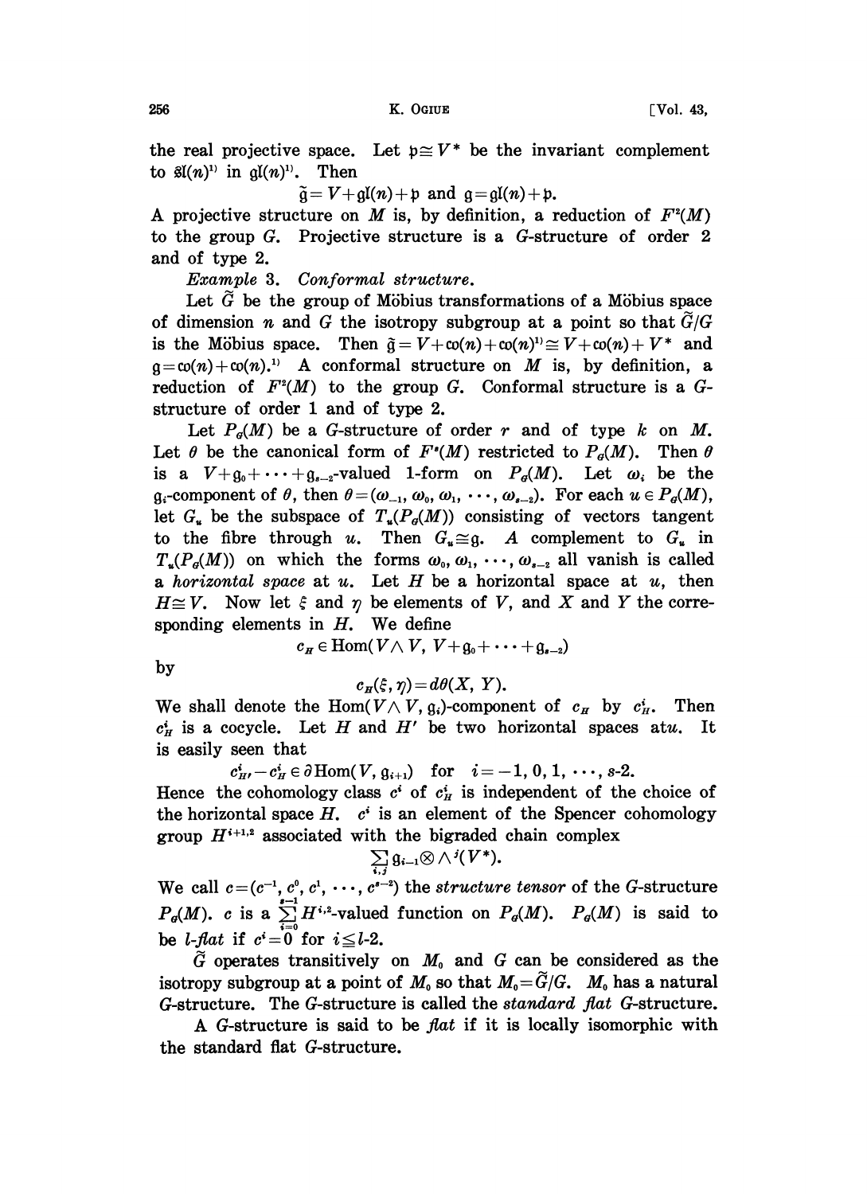the real projective space. Let $\mathfrak{p} \cong V^*$ be the invariant complement to $\mathfrak{sl}(n)$[1] in $\mathfrak{gl}(n)$[1]. Then

$$\tilde{\mathfrak{g}} = V + \mathfrak{gl}(n) + \mathfrak{p} \text{ and } \mathfrak{g} = \mathfrak{gl}(n) + \mathfrak{p}.$$

A projective structure on $M$ is, by definition, a reduction of $F^2(M)$ to the group $G$. Projective structure is a $G$-structure of order 2 and of type 2.

*Example* 3. *Conformal structure.*

Let $\tilde{G}$ be the group of Möbius transformations of a Möbius space of dimension $n$ and $G$ the isotropy subgroup at a point so that $\tilde{G}/G$ is the Möbius space. Then $\tilde{\mathfrak{g}} = V + \mathfrak{co}(n) + \mathfrak{co}(n)^{1)} \cong V + \mathfrak{co}(n) + V^*$ and $\mathfrak{g} = \mathfrak{co}(n) + \mathfrak{co}(n)$.[1] A conformal structure on $M$ is, by definition, a reduction of $F^2(M)$ to the group $G$. Conformal structure is a $G$-structure of order 1 and of type 2.

Let $P_G(M)$ be a $G$-structure of order $r$ and of type $k$ on $M$. Let $\theta$ be the canonical form of $F^s(M)$ restricted to $P_G(M)$. Then $\theta$ is a $V + \mathfrak{g}_0 + \cdots + \mathfrak{g}_{s-2}$-valued 1-form on $P_G(M)$. Let $\omega_i$ be the $\mathfrak{g}_i$-component of $\theta$, then $\theta = (\omega_{-1}, \omega_0, \omega_1, \cdots, \omega_{s-2})$. For each $u \in P_G(M)$, let $G_u$ be the subspace of $T_u(P_G(M))$ consisting of vectors tangent to the fibre through $u$. Then $G_u \cong \mathfrak{g}$. *A complement to $G_u$ in $T_u(P_G(M))$ on which the forms $\omega_0, \omega_1, \cdots, \omega_{s-2}$ all vanish is called a horizontal space at $u$.* Let $H$ be a horizontal space at $u$, then $H \cong V$. Now let $\xi$ and $\eta$ be elements of $V$, and $X$ and $Y$ the corresponding elements in $H$. We define

$$c_H \in \mathrm{Hom}(V \wedge V,\ V + \mathfrak{g}_0 + \cdots + \mathfrak{g}_{s-2})$$

by

$$c_H(\xi, \eta) = d\theta(X, Y).$$

We shall denote the $\mathrm{Hom}(V \wedge V, \mathfrak{g}_i)$-component of $c_H$ by $c_H^i$. Then $c_H^i$ is a cocycle. Let $H$ and $H'$ be two horizontal spaces at $u$. It is easily seen that

$$c_{H'}^i - c_H^i \in \partial \mathrm{Hom}(V, \mathfrak{g}_{i+1}) \quad \text{for} \quad i = -1, 0, 1, \cdots, s\text{-}2.$$

Hence the cohomology class $c^i$ of $c_H^i$ is independent of the choice of the horizontal space $H$. $c^i$ is an element of the Spencer cohomology group $H^{i+1,2}$ associated with the bigraded chain complex

$$\sum_{i,j} \mathfrak{g}_{i-1} \otimes \wedge^j(V^*).$$

We call $c = (c^{-1}, c^0, c^1, \cdots, c^{s-2})$ the *structure tensor* of the $G$-structure $P_G(M)$. $c$ is a $\sum_{i=0}^{s-1} H^{i,2}$-valued function on $P_G(M)$. $P_G(M)$ is said to be *$l$-flat* if $c^i = 0$ for $i \leq l$-2.

$\tilde{G}$ operates transitively on $M_0$ and $G$ can be considered as the isotropy subgroup at a point of $M_0$ so that $M_0 = \tilde{G}/G$. $M_0$ has a natural $G$-structure. The $G$-structure is called the *standard flat* $G$-structure.

A $G$-structure is said to be *flat* if it is locally isomorphic with the standard flat $G$-structure.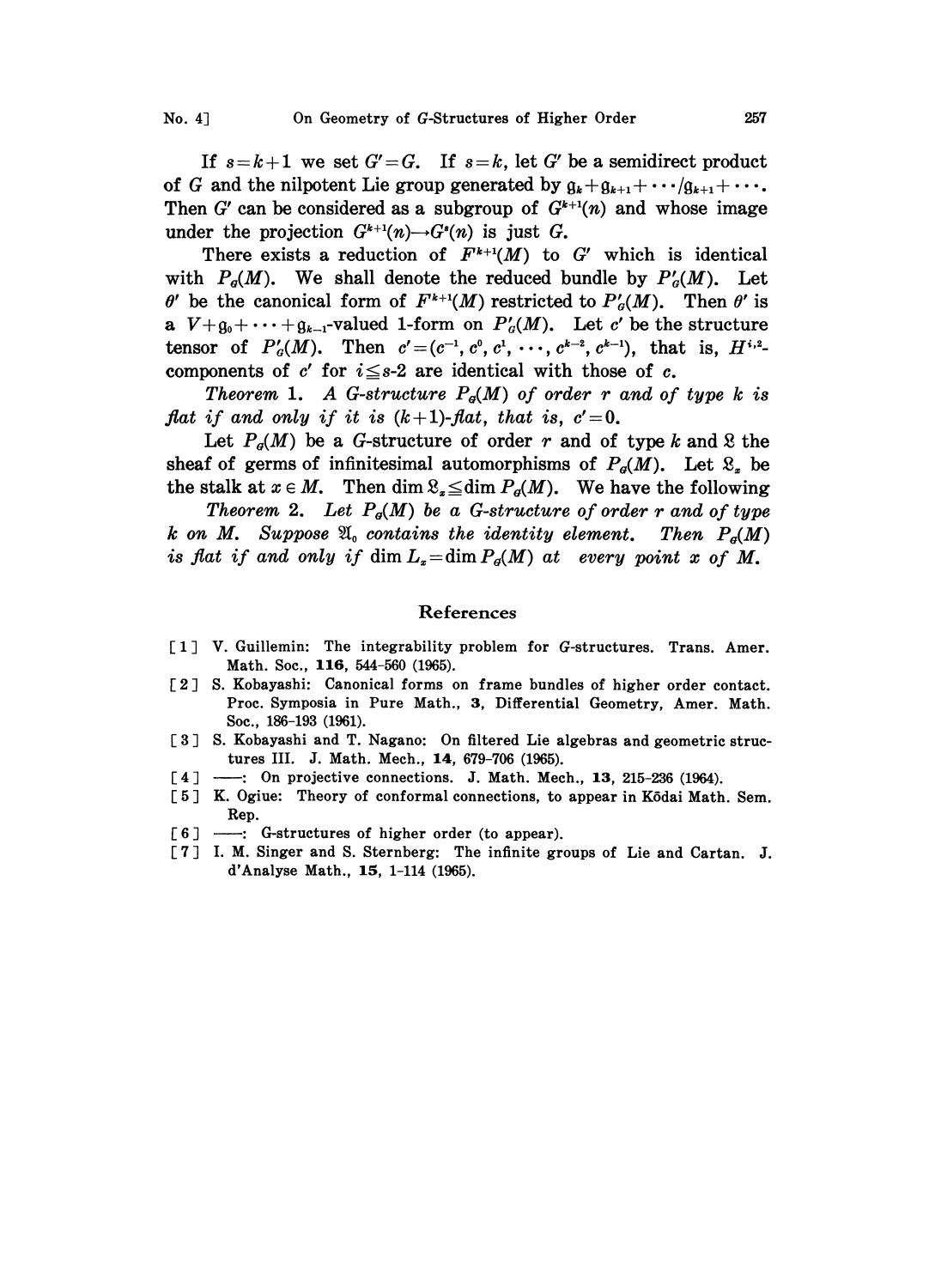If $s=k+1$ we set $G'=G$. If $s=k$, let $G'$ be a semidirect product of $G$ and the nilpotent Lie group generated by $\mathfrak{g}_k+\mathfrak{g}_{k+1}+\cdots/\mathfrak{g}_{k+1}+\cdots$. Then $G'$ can be considered as a subgroup of $G^{k+1}(n)$ and whose image under the projection $G^{k+1}(n)\to G^s(n)$ is just $G$.

There exists a reduction of $F^{k+1}(M)$ to $G'$ which is identical with $P_G(M)$. We shall denote the reduced bundle by $P'_G(M)$. Let $\theta'$ be the canonical form of $F^{k+1}(M)$ restricted to $P'_G(M)$. Then $\theta'$ is a $V+\mathfrak{g}_0+\cdots+\mathfrak{g}_{k-1}$-valued 1-form on $P'_G(M)$. Let $c'$ be the structure tensor of $P'_G(M)$. Then $c'=(c^{-1}, c^0, c^1, \cdots, c^{k-2}, c^{k-1})$, that is, $H^{i,2}$-components of $c'$ for $i\leqq s$-2 are identical with those of $c$.

*Theorem* 1. *A G-structure $P_G(M)$ of order $r$ and of type $k$ is flat if and only if it is $(k+1)$-flat, that is, $c'=0$.*

Let $P_G(M)$ be a $G$-structure of order $r$ and of type $k$ and $\mathfrak{L}$ the sheaf of germs of infinitesimal automorphisms of $P_G(M)$. Let $\mathfrak{L}_x$ be the stalk at $x\in M$. Then $\dim \mathfrak{L}_x \leqq \dim P_G(M)$. We have the following

*Theorem* 2. *Let $P_G(M)$ be a G-structure of order $r$ and of type $k$ on $M$. Suppose $\mathfrak{A}_0$ contains the identity element. Then $P_G(M)$ is flat if and only if $\dim L_x=\dim P_G(M)$ at every point $x$ of $M$.*

## References

[1] V. Guillemin: The integrability problem for G-structures. Trans. Amer. Math. Soc., **116**, 544-560 (1965).

[2] S. Kobayashi: Canonical forms on frame bundles of higher order contact. Proc. Symposia in Pure Math., **3**, Differential Geometry, Amer. Math. Soc., 186-193 (1961).

[3] S. Kobayashi and T. Nagano: On filtered Lie algebras and geometric structures III. J. Math. Mech., **14**, 679-706 (1965).

[4] ——: On projective connections. J. Math. Mech., **13**, 215-236 (1964).

[5] K. Ogiue: Theory of conformal connections, to appear in Kōdai Math. Sem. Rep.

[6] ——: G-structures of higher order (to appear).

[7] I. M. Singer and S. Sternberg: The infinite groups of Lie and Cartan. J. d'Analyse Math., **15**, 1-114 (1965).